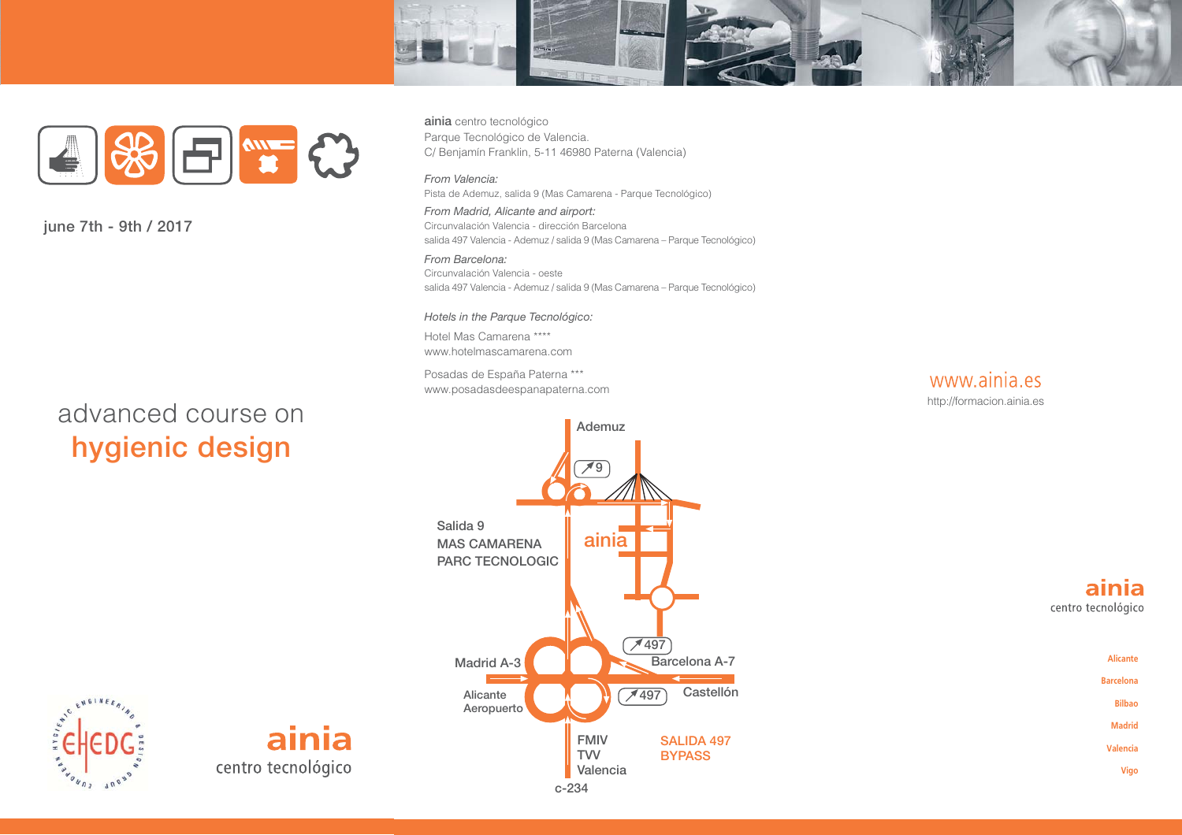june 7th - 9th / 2017

# advanced course on **hygienic design**

**ainia**
centro tecnológico

**ainia** centro tecnológico
Parque Tecnológico de Valencia.
C/ Benjamín Franklin, 5-11 46980 Paterna (Valencia)

*From Valencia:*
Pista de Ademuz, salida 9 (Mas Camarena - Parque Tecnológico)

*From Madrid, Alicante and airport:*
Circunvalación Valencia - dirección Barcelona
salida 497 Valencia - Ademuz / salida 9 (Mas Camarena – Parque Tecnológico)

*From Barcelona:*
Circunvalación Valencia - oeste
salida 497 Valencia - Ademuz / salida 9 (Mas Camarena – Parque Tecnológico)

*Hotels in the Parque Tecnológico:*

Hotel Mas Camarena ****
www.hotelmascamarena.com

Posadas de España Paterna ***
www.posadasdeespanapaterna.com

Ademuz
9
Salida 9
MAS CAMARENA
PARC TECNOLOGIC
ainia
497
Madrid A-3
Barcelona A-7
Alicante
Aeropuerto
497
Castellón
FMIV
TVV
Valencia
SALIDA 497
BYPASS
c-234

www.ainia.es
http://formacion.ainia.es

**ainia**
centro tecnológico

Alicante
Barcelona
Bilbao
Madrid
Valencia
Vigo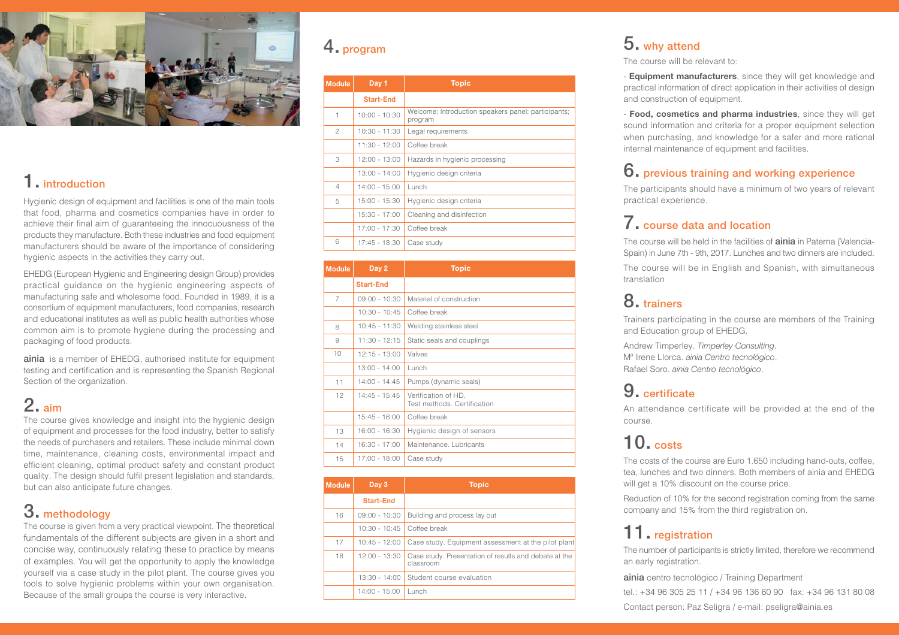## 1. introduction

Hygienic design of equipment and facilities is one of the main tools that food, pharma and cosmetics companies have in order to achieve their final aim of guaranteeing the innocuousness of the products they manufacture. Both these industries and food equipment manufacturers should be aware of the importance of considering hygienic aspects in the activities they carry out.

EHEDG (European Hygienic and Engineering design Group) provides practical guidance on the hygienic engineering aspects of manufacturing safe and wholesome food. Founded in 1989, it is a consortium of equipment manufacturers, food companies, research and educational institutes as well as public health authorities whose common aim is to promote hygiene during the processing and packaging of food products.

**ainia** is a member of EHEDG, authorised institute for equipment testing and certification and is representing the Spanish Regional Section of the organization.

## 2. aim

The course gives knowledge and insight into the hygienic design of equipment and processes for the food industry, better to satisfy the needs of purchasers and retailers. These include minimal down time, maintenance, cleaning costs, environmental impact and efficient cleaning, optimal product safety and constant product quality. The design should fulfil present legislation and standards, but can also anticipate future changes.

## 3. methodology

The course is given from a very practical viewpoint. The theoretical fundamentals of the different subjects are given in a short and concise way, continuously relating these to practice by means of examples. You will get the opportunity to apply the knowledge yourself via a case study in the pilot plant. The course gives you tools to solve hygienic problems within your own organisation. Because of the small groups the course is very interactive.

## 4. program

| Module | Day 1 | Topic |
|---|---|---|
| | **Start-End** | |
| 1 | 10:00 - 10:30 | Welcome; Introduction speakers panel; participants; program |
| 2 | 10:30 - 11:30 | Legal requirements |
| | 11:30 - 12:00 | Coffee break |
| 3 | 12:00 - 13:00 | Hazards in hygienic processing |
| | 13:00 - 14:00 | Hygienic design criteria |
| 4 | 14:00 - 15:00 | Lunch |
| 5 | 15:00 - 15:30 | Hygienic design criteria |
| | 15:30 - 17:00 | Cleaning and disinfection |
| | 17:00 - 17:30 | Coffee break |
| 6 | 17:45 - 18:30 | Case study |

| Module | Day 2 | Topic |
|---|---|---|
| | **Start-End** | |
| 7 | 09:00 - 10:30 | Material of construction |
| | 10:30 - 10:45 | Coffee break |
| 8 | 10:45 - 11:30 | Welding stainless steel |
| 9 | 11:30 - 12:15 | Static seals and couplings |
| 10 | 12:15 - 13:00 | Valves |
| | 13:00 - 14:00 | Lunch |
| 11 | 14:00 - 14:45 | Pumps (dynamic seals) |
| 12 | 14:45 - 15:45 | Verification of HD. Test methods. Certification |
| | 15:45 - 16:00 | Coffee break |
| 13 | 16:00 - 16:30 | Hygienic design of sensors |
| 14 | 16:30 - 17:00 | Maintenance. Lubricants |
| 15 | 17:00 - 18:00 | Case study |

| Module | Day 3 | Topic |
|---|---|---|
| | **Start-End** | |
| 16 | 09:00 - 10:30 | Building and process lay out |
| | 10:30 - 10:45 | Coffee break |
| 17 | 10:45 - 12:00 | Case study. Equipment assessment at the pilot plant |
| 18 | 12:00 - 13:30 | Case study. Presentation of results and debate at the classroom |
| | 13:30 - 14:00 | Student course evaluation |
| | 14:00 - 15:00 | Lunch |

## 5. why attend

The course will be relevant to:

- **Equipment manufacturers**, since they will get knowledge and practical information of direct application in their activities of design and construction of equipment.

- **Food, cosmetics and pharma industries**, since they will get sound information and criteria for a proper equipment selection when purchasing, and knowledge for a safer and more rational internal maintenance of equipment and facilities.

## 6. previous training and working experience

The participants should have a minimum of two years of relevant practical experience.

## 7. course data and location

The course will be held in the facilities of **ainia** in Paterna (Valencia-Spain) in June 7th - 9th, 2017. Lunches and two dinners are included.

The course will be in English and Spanish, with simultaneous translation

## 8. trainers

Trainers participating in the course are members of the Training and Education group of EHEDG.

Andrew Timperley. *Timperley Consulting*.
Mª Irene Llorca. *ainia Centro tecnológico*.
Rafael Soro. *ainia Centro tecnológico*.

## 9. certificate

An attendance certificate will be provided at the end of the course.

## 10. costs

The costs of the course are Euro 1.650 including hand-outs, coffee, tea, lunches and two dinners. Both members of ainia and EHEDG will get a 10% discount on the course price.

Reduction of 10% for the second registration coming from the same company and 15% from the third registration on.

## 11. registration

The number of participants is strictly limited, therefore we recommend an early registration.

**ainia** centro tecnológico / Training Department

tel.: +34 96 305 25 11 / +34 96 136 60 90 fax: +34 96 131 80 08

Contact person: Paz Seligra / e-mail: pseligra@ainia.es